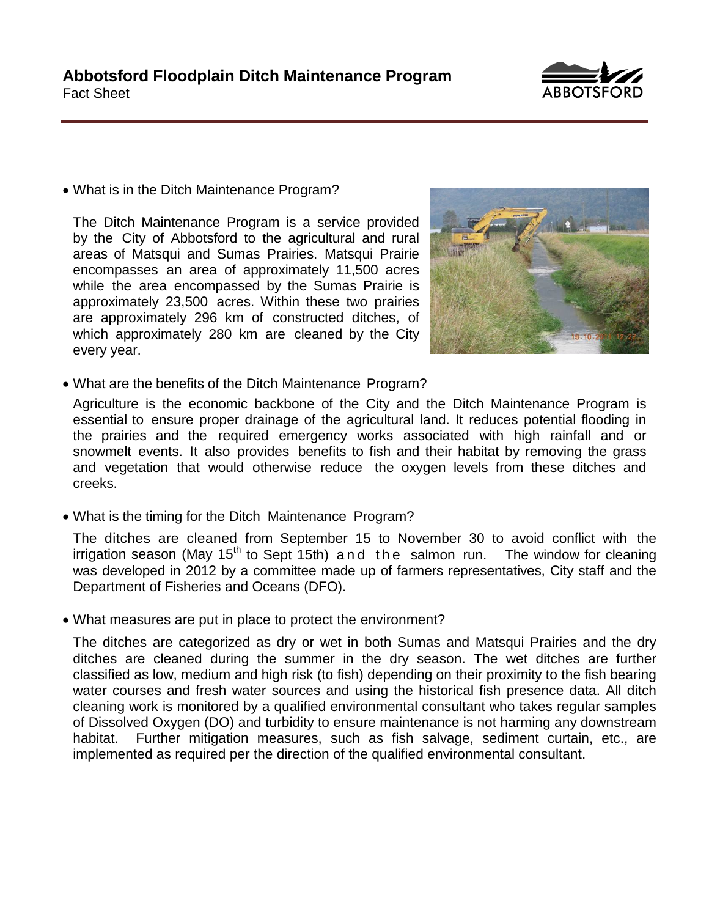# Abbotsford Floodplain Ditch Maintenance Program

Fact Sheet

- What is in the Ditch Maintenance Program?

  The Ditch Maintenance Program is a service provided by the City of Abbotsford to the agricultural and rural areas of Matsqui and Sumas Prairies. Matsqui Prairie encompasses an area of approximately 11,500 acres while the area encompassed by the Sumas Prairie is approximately 23,500 acres. Within these two prairies are approximately 296 km of constructed ditches, of which approximately 280 km are cleaned by the City every year.

- What are the benefits of the Ditch Maintenance Program?

  Agriculture is the economic backbone of the City and the Ditch Maintenance Program is essential to ensure proper drainage of the agricultural land. It reduces potential flooding in the prairies and the required emergency works associated with high rainfall and or snowmelt events. It also provides benefits to fish and their habitat by removing the grass and vegetation that would otherwise reduce the oxygen levels from these ditches and creeks.

- What is the timing for the Ditch Maintenance Program?

  The ditches are cleaned from September 15 to November 30 to avoid conflict with the irrigation season (May 15th to Sept 15th) and the salmon run. The window for cleaning was developed in 2012 by a committee made up of farmers representatives, City staff and the Department of Fisheries and Oceans (DFO).

- What measures are put in place to protect the environment?

  The ditches are categorized as dry or wet in both Sumas and Matsqui Prairies and the dry ditches are cleaned during the summer in the dry season. The wet ditches are further classified as low, medium and high risk (to fish) depending on their proximity to the fish bearing water courses and fresh water sources and using the historical fish presence data. All ditch cleaning work is monitored by a qualified environmental consultant who takes regular samples of Dissolved Oxygen (DO) and turbidity to ensure maintenance is not harming any downstream habitat. Further mitigation measures, such as fish salvage, sediment curtain, etc., are implemented as required per the direction of the qualified environmental consultant.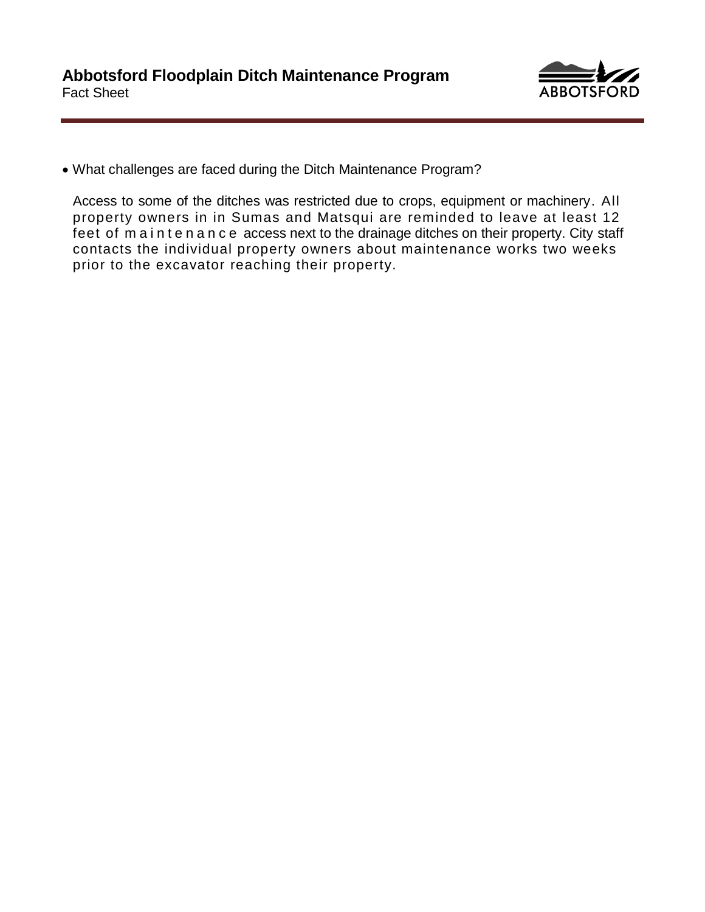- What challenges are faced during the Ditch Maintenance Program?

  Access to some of the ditches was restricted due to crops, equipment or machinery. All property owners in in Sumas and Matsqui are reminded to leave at least 12 feet of maintenance access next to the drainage ditches on their property. City staff contacts the individual property owners about maintenance works two weeks prior to the excavator reaching their property.